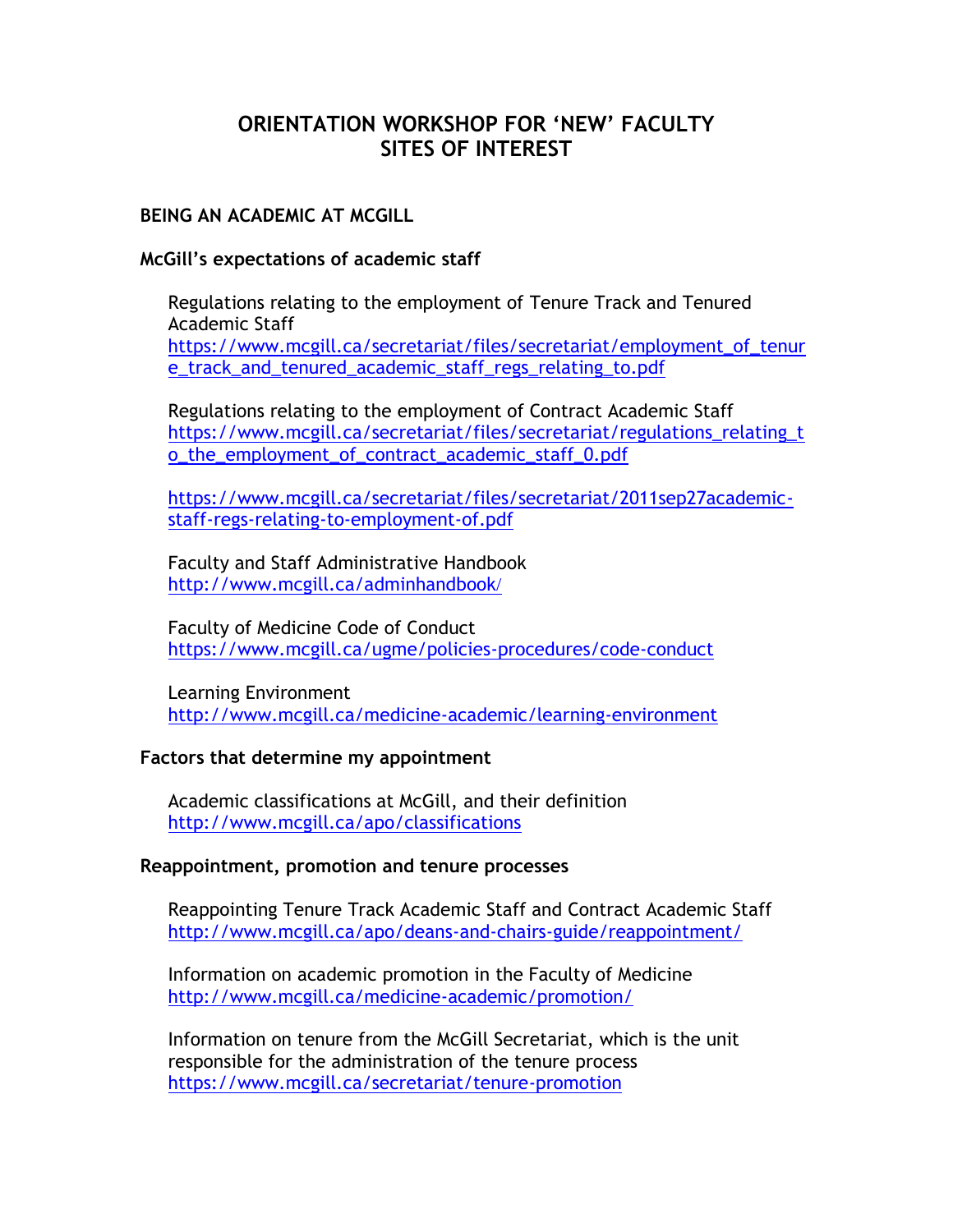# ORIENTATION WORKSHOP FOR 'NEW' FACULTY
# SITES OF INTEREST

## BEING AN ACADEMIC AT MCGILL

### McGill's expectations of academic staff

Regulations relating to the employment of Tenure Track and Tenured Academic Staff
https://www.mcgill.ca/secretariat/files/secretariat/employment_of_tenure_track_and_tenured_academic_staff_regs_relating_to.pdf

Regulations relating to the employment of Contract Academic Staff
https://www.mcgill.ca/secretariat/files/secretariat/regulations_relating_to_the_employment_of_contract_academic_staff_0.pdf

https://www.mcgill.ca/secretariat/files/secretariat/2011sep27academic-staff-regs-relating-to-employment-of.pdf

Faculty and Staff Administrative Handbook
http://www.mcgill.ca/adminhandbook/

Faculty of Medicine Code of Conduct
https://www.mcgill.ca/ugme/policies-procedures/code-conduct

Learning Environment
http://www.mcgill.ca/medicine-academic/learning-environment

### Factors that determine my appointment

Academic classifications at McGill, and their definition
http://www.mcgill.ca/apo/classifications

### Reappointment, promotion and tenure processes

Reappointing Tenure Track Academic Staff and Contract Academic Staff
http://www.mcgill.ca/apo/deans-and-chairs-guide/reappointment/

Information on academic promotion in the Faculty of Medicine
http://www.mcgill.ca/medicine-academic/promotion/

Information on tenure from the McGill Secretariat, which is the unit responsible for the administration of the tenure process
https://www.mcgill.ca/secretariat/tenure-promotion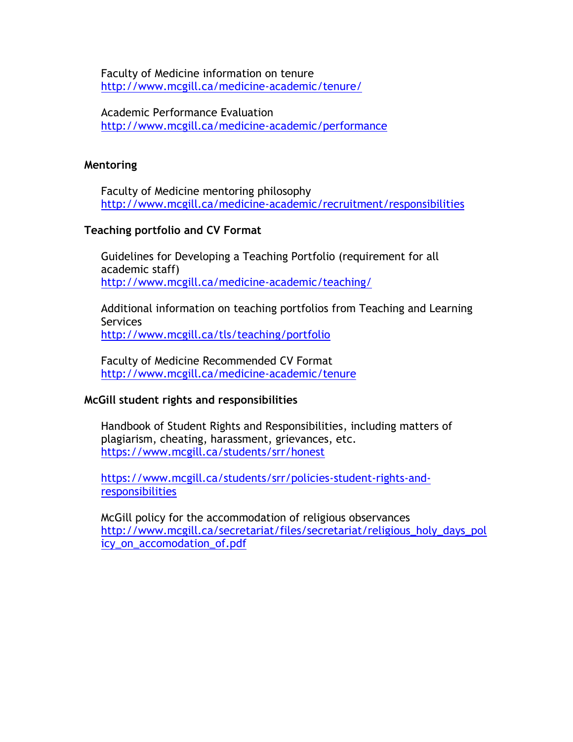Faculty of Medicine information on tenure
http://www.mcgill.ca/medicine-academic/tenure/

Academic Performance Evaluation
http://www.mcgill.ca/medicine-academic/performance

**Mentoring**

Faculty of Medicine mentoring philosophy
http://www.mcgill.ca/medicine-academic/recruitment/responsibilities

**Teaching portfolio and CV Format**

Guidelines for Developing a Teaching Portfolio (requirement for all academic staff)
http://www.mcgill.ca/medicine-academic/teaching/

Additional information on teaching portfolios from Teaching and Learning Services
http://www.mcgill.ca/tls/teaching/portfolio

Faculty of Medicine Recommended CV Format
http://www.mcgill.ca/medicine-academic/tenure

**McGill student rights and responsibilities**

Handbook of Student Rights and Responsibilities, including matters of plagiarism, cheating, harassment, grievances, etc.
https://www.mcgill.ca/students/srr/honest

https://www.mcgill.ca/students/srr/policies-student-rights-and-responsibilities

McGill policy for the accommodation of religious observances
http://www.mcgill.ca/secretariat/files/secretariat/religious_holy_days_policy_on_accomodation_of.pdf